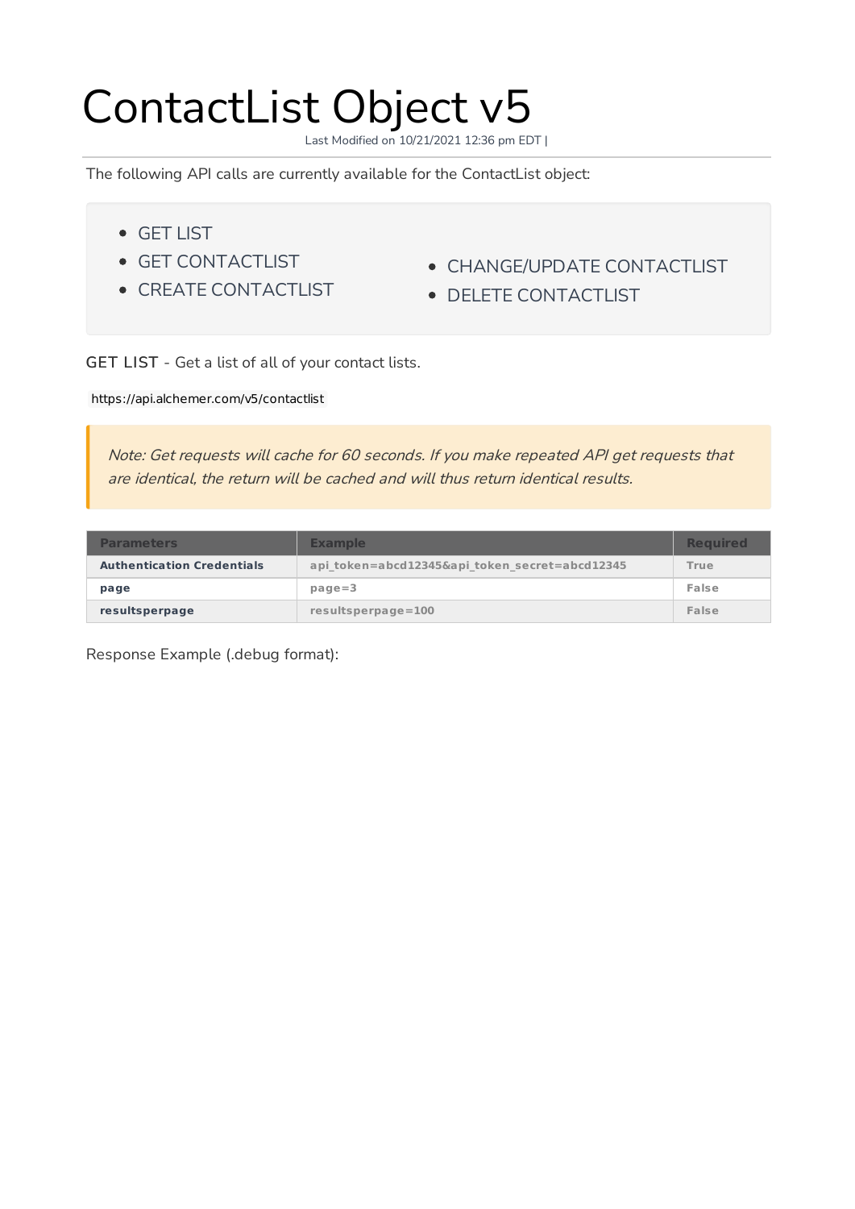# ContactList Object v5

Last Modified on 10/21/2021 12:36 pm EDT |

The following API calls are currently available for the ContactList object:

- GET LIST
- GET CONTACTLIST
- CREATE CONTACTLIST
- CHANGE/UPDATE CONTACTLIST
- DELETE CONTACTLIST

GET LIST - Get a list of all of your contact lists.

`https://api.alchemer.com/v5/contactlist`

> *Note: Get requests will cache for 60 seconds. If you make repeated API get requests that are identical, the return will be cached and will thus return identical results.*

| Parameters | Example | Required |
| --- | --- | --- |
| **Authentication Credentials** | api_token=abcd12345&api_token_secret=abcd12345 | True |
| **page** | page=3 | False |
| **resultsperpage** | resultsperpage=100 | False |

Response Example (.debug format):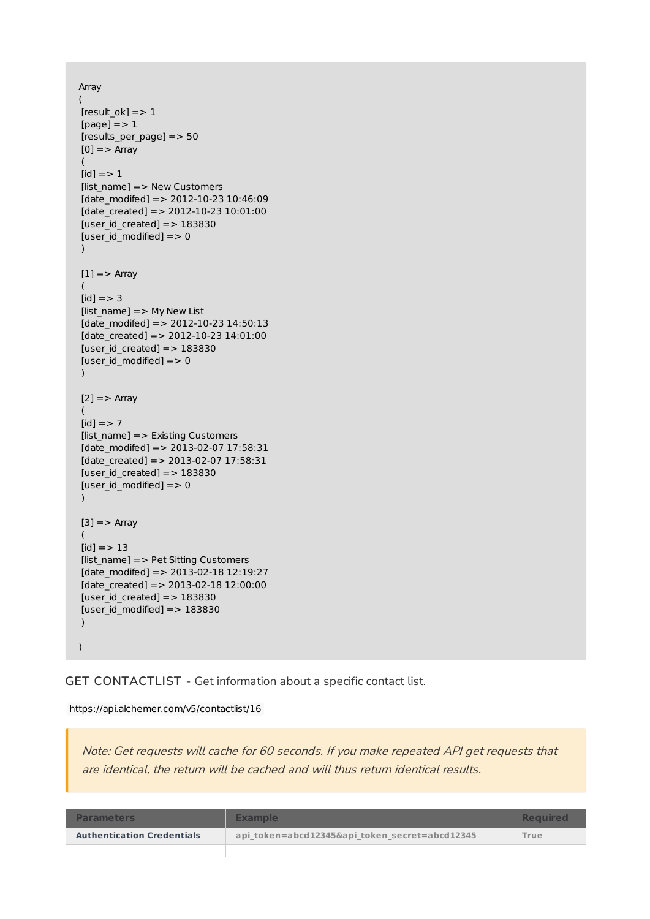```
Array
(
 [result_ok] => 1
 [page] => 1
 [results_per_page] => 50
 [0] => Array
 (
 [id] => 1
 [list_name] => New Customers
 [date_modifed] => 2012-10-23 10:46:09
 [date_created] => 2012-10-23 10:01:00
 [user_id_created] => 183830
 [user_id_modified] => 0
 )

 [1] => Array
 (
 [id] => 3
 [list_name] => My New List
 [date_modifed] => 2012-10-23 14:50:13
 [date_created] => 2012-10-23 14:01:00
 [user_id_created] => 183830
 [user_id_modified] => 0
 )

 [2] => Array
 (
 [id] => 7
 [list_name] => Existing Customers
 [date_modifed] => 2013-02-07 17:58:31
 [date_created] => 2013-02-07 17:58:31
 [user_id_created] => 183830
 [user_id_modified] => 0
 )

 [3] => Array
 (
 [id] => 13
 [list_name] => Pet Sitting Customers
 [date_modifed] => 2013-02-18 12:19:27
 [date_created] => 2013-02-18 12:00:00
 [user_id_created] => 183830
 [user_id_modified] => 183830
 )

)
```

GET CONTACTLIST - Get information about a specific contact list.

`https://api.alchemer.com/v5/contactlist/16`

> *Note: Get requests will cache for 60 seconds. If you make repeated API get requests that are identical, the return will be cached and will thus return identical results.*

| Parameters | Example | Required |
|---|---|---|
| **Authentication Credentials** | api_token=abcd12345&api_token_secret=abcd12345 | True |
| | | |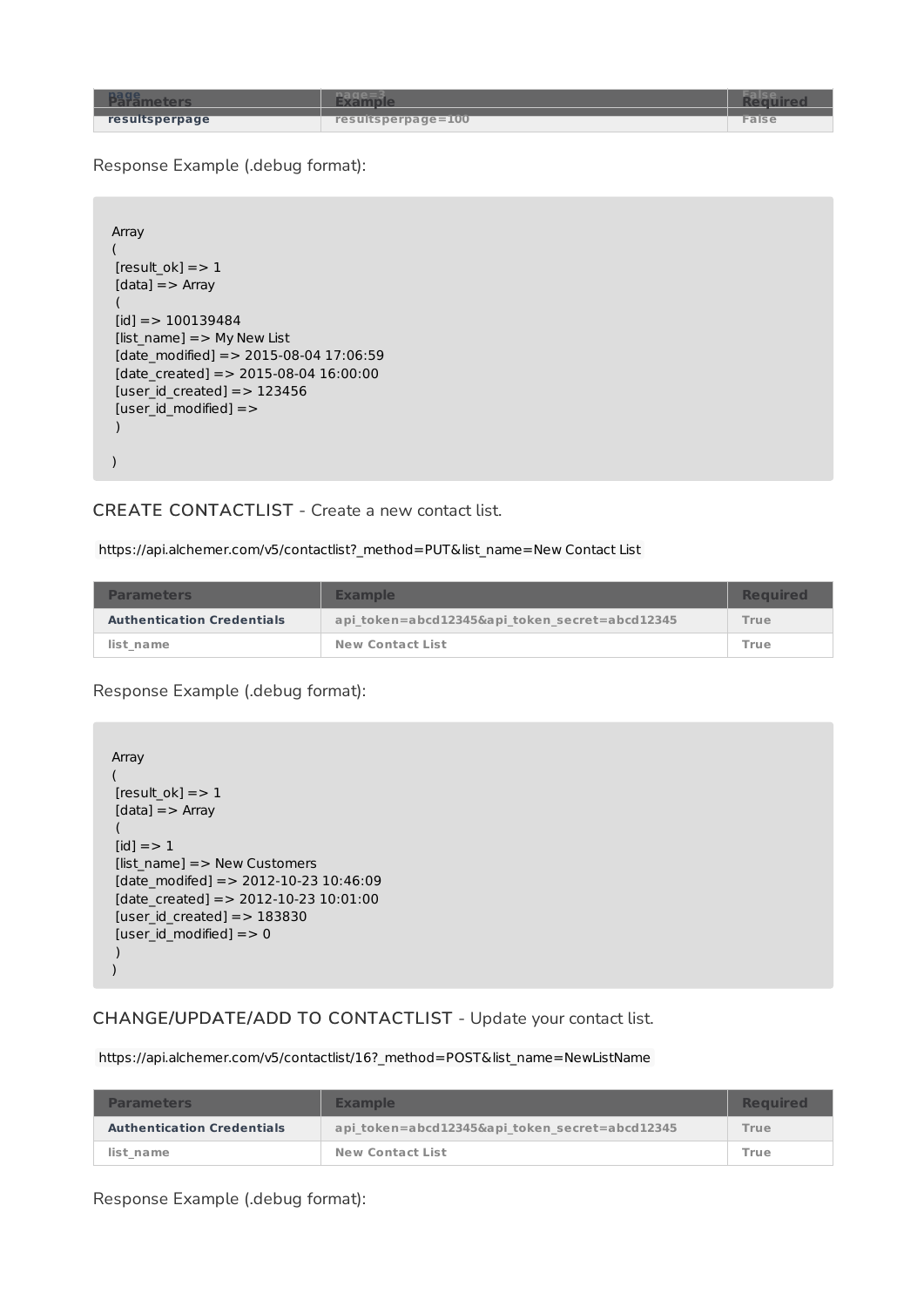| Parameters | Example | Required |
| --- | --- | --- |
| page | page=3 | False |
| resultsperpage | resultsperpage=100 | False |

Response Example (.debug format):

```
Array
(
 [result_ok] => 1
 [data] => Array
 (
 [id] => 100139484
 [list_name] => My New List
 [date_modified] => 2015-08-04 17:06:59
 [date_created] => 2015-08-04 16:00:00
 [user_id_created] => 123456
 [user_id_modified] =>
 )

)
```

CREATE CONTACTLIST - Create a new contact list.

`https://api.alchemer.com/v5/contactlist?_method=PUT&list_name=New Contact List`

| Parameters | Example | Required |
| --- | --- | --- |
| Authentication Credentials | api_token=abcd12345&api_token_secret=abcd12345 | True |
| list_name | New Contact List | True |

Response Example (.debug format):

```
Array
(
 [result_ok] => 1
 [data] => Array
 (
 [id] => 1
 [list_name] => New Customers
 [date_modifed] => 2012-10-23 10:46:09
 [date_created] => 2012-10-23 10:01:00
 [user_id_created] => 183830
 [user_id_modified] => 0
 )
)
```

CHANGE/UPDATE/ADD TO CONTACTLIST - Update your contact list.

`https://api.alchemer.com/v5/contactlist/16?_method=POST&list_name=NewListName`

| Parameters | Example | Required |
| --- | --- | --- |
| Authentication Credentials | api_token=abcd12345&api_token_secret=abcd12345 | True |
| list_name | New Contact List | True |

Response Example (.debug format):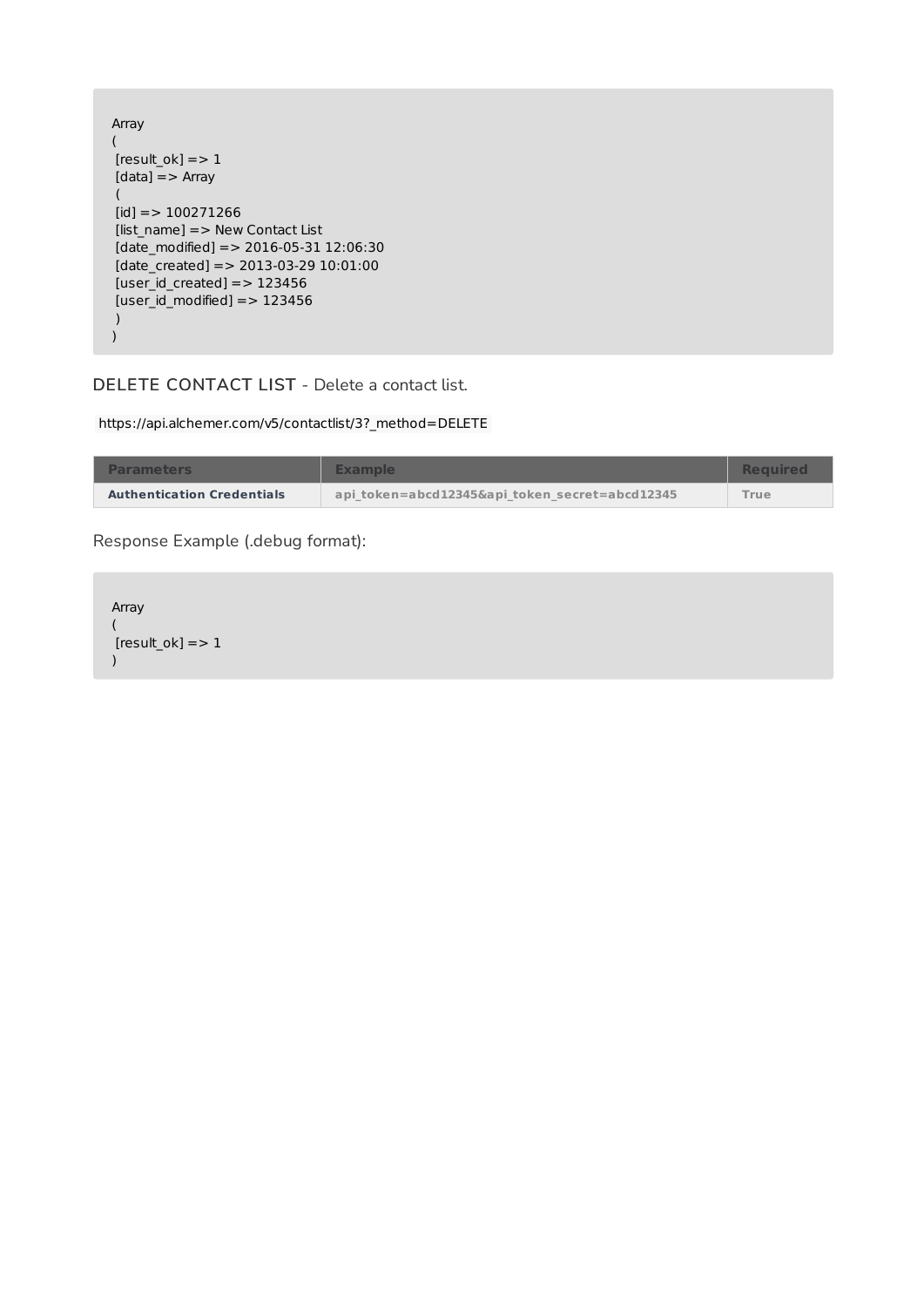```
Array
(
 [result_ok] => 1
 [data] => Array
 (
 [id] => 100271266
 [list_name] => New Contact List
 [date_modified] => 2016-05-31 12:06:30
 [date_created] => 2013-03-29 10:01:00
 [user_id_created] => 123456
 [user_id_modified] => 123456
 )
)
```

DELETE CONTACT LIST - Delete a contact list.

`https://api.alchemer.com/v5/contactlist/3?_method=DELETE`

| Parameters | Example | Required |
|---|---|---|
| **Authentication Credentials** | api_token=abcd12345&api_token_secret=abcd12345 | True |

Response Example (.debug format):

```
Array
(
 [result_ok] => 1
)
```